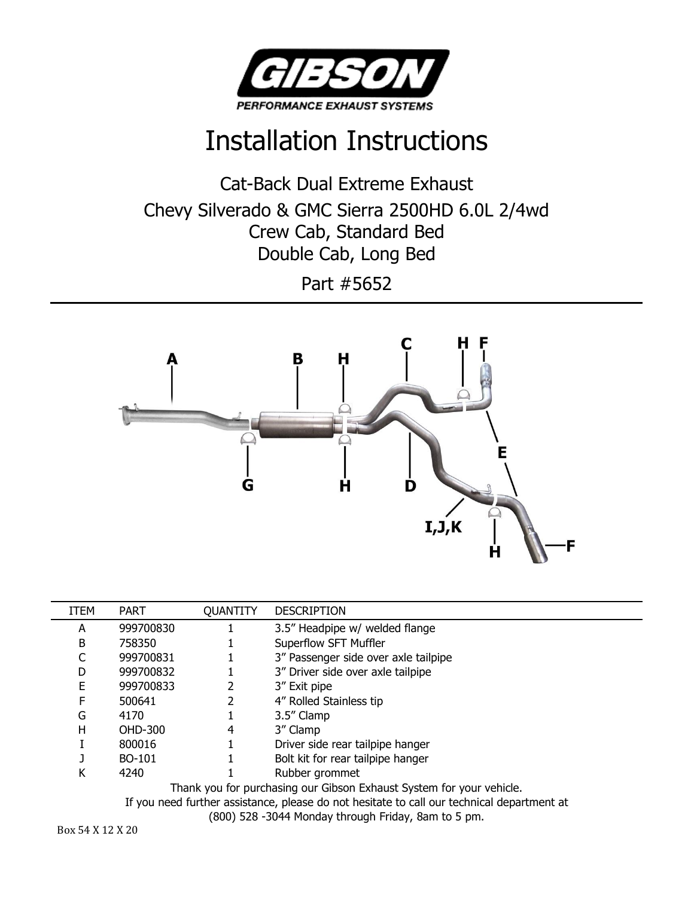GIBSON

PERFORMANCE EXHAUST SYSTEMS

# Installation Instructions

## Cat-Back Dual Extreme Exhaust

## Chevy Silverado & GMC Sierra 2500HD 6.0L 2/4wd
## Crew Cab, Standard Bed
## Double Cab, Long Bed

## Part #5652

| ITEM | PART | QUANTITY | DESCRIPTION |
|---|---|---|---|
| A | 999700830 | 1 | 3.5" Headpipe w/ welded flange |
| B | 758350 | 1 | Superflow SFT Muffler |
| C | 999700831 | 1 | 3" Passenger side over axle tailpipe |
| D | 999700832 | 1 | 3" Driver side over axle tailpipe |
| E | 999700833 | 2 | 3" Exit pipe |
| F | 500641 | 2 | 4" Rolled Stainless tip |
| G | 4170 | 1 | 3.5" Clamp |
| H | OHD-300 | 4 | 3" Clamp |
| I | 800016 | 1 | Driver side rear tailpipe hanger |
| J | BO-101 | 1 | Bolt kit for rear tailpipe hanger |
| K | 4240 | 1 | Rubber grommet |

Thank you for purchasing our Gibson Exhaust System for your vehicle.
If you need further assistance, please do not hesitate to call our technical department at (800) 528 -3044 Monday through Friday, 8am to 5 pm.

Box 54 X 12 X 20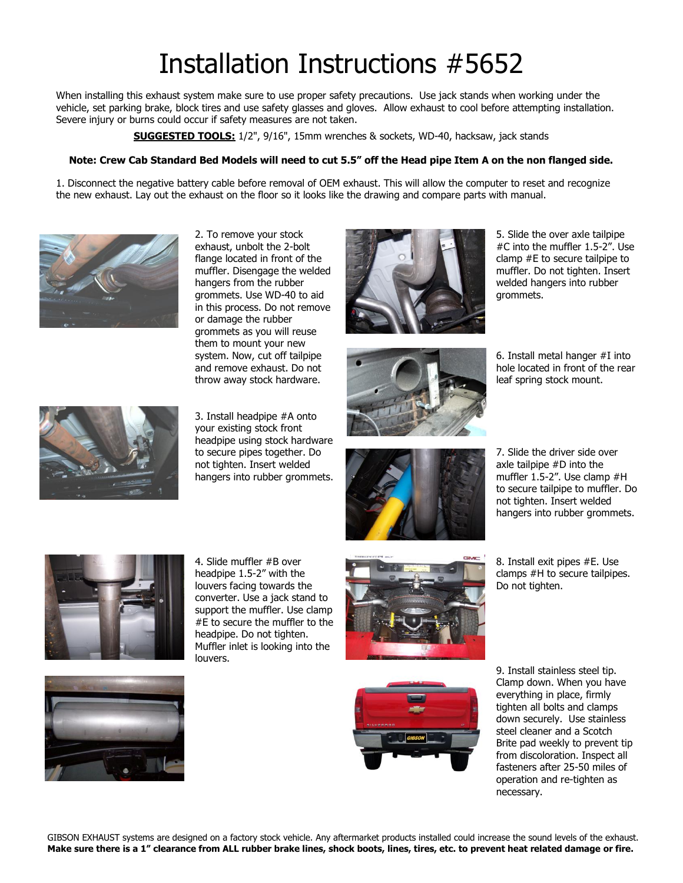# Installation Instructions #5652

When installing this exhaust system make sure to use proper safety precautions. Use jack stands when working under the vehicle, set parking brake, block tires and use safety glasses and gloves. Allow exhaust to cool before attempting installation. Severe injury or burns could occur if safety measures are not taken.

**SUGGESTED TOOLS:** 1/2", 9/16", 15mm wrenches & sockets, WD-40, hacksaw, jack stands

**Note: Crew Cab Standard Bed Models will need to cut 5.5" off the Head pipe Item A on the non flanged side.**

1. Disconnect the negative battery cable before removal of OEM exhaust. This will allow the computer to reset and recognize the new exhaust. Lay out the exhaust on the floor so it looks like the drawing and compare parts with manual.

2. To remove your stock exhaust, unbolt the 2-bolt flange located in front of the muffler. Disengage the welded hangers from the rubber grommets. Use WD-40 to aid in this process. Do not remove or damage the rubber grommets as you will reuse them to mount your new system. Now, cut off tailpipe and remove exhaust. Do not throw away stock hardware.

3. Install headpipe #A onto your existing stock front headpipe using stock hardware to secure pipes together. Do not tighten. Insert welded hangers into rubber grommets.

4. Slide muffler #B over headpipe 1.5-2" with the louvers facing towards the converter. Use a jack stand to support the muffler. Use clamp #E to secure the muffler to the headpipe. Do not tighten. Muffler inlet is looking into the louvers.

5. Slide the over axle tailpipe #C into the muffler 1.5-2". Use clamp #E to secure tailpipe to muffler. Do not tighten. Insert welded hangers into rubber grommets.

6. Install metal hanger #I into hole located in front of the rear leaf spring stock mount.

7. Slide the driver side over axle tailpipe #D into the muffler 1.5-2". Use clamp #H to secure tailpipe to muffler. Do not tighten. Insert welded hangers into rubber grommets.

8. Install exit pipes #E. Use clamps #H to secure tailpipes. Do not tighten.

9. Install stainless steel tip. Clamp down. When you have everything in place, firmly tighten all bolts and clamps down securely. Use stainless steel cleaner and a Scotch Brite pad weekly to prevent tip from discoloration. Inspect all fasteners after 25-50 miles of operation and re-tighten as necessary.

GIBSON EXHAUST systems are designed on a factory stock vehicle. Any aftermarket products installed could increase the sound levels of the exhaust. **Make sure there is a 1" clearance from ALL rubber brake lines, shock boots, lines, tires, etc. to prevent heat related damage or fire.**